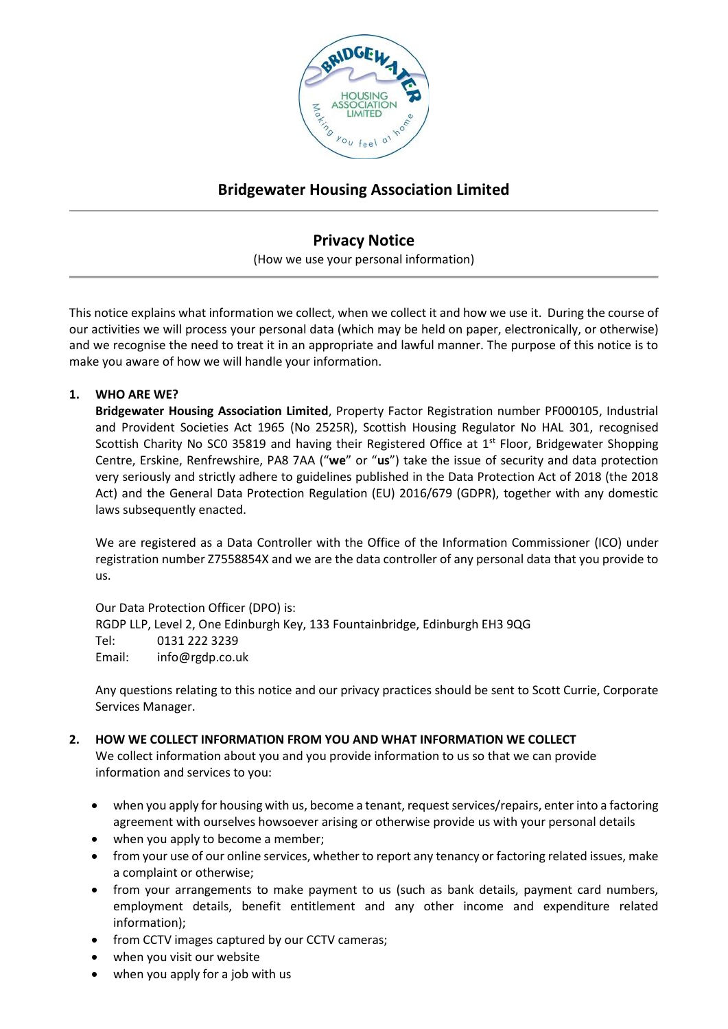# Bridgewater Housing Association Limited

## Privacy Notice

(How we use your personal information)

This notice explains what information we collect, when we collect it and how we use it. During the course of our activities we will process your personal data (which may be held on paper, electronically, or otherwise) and we recognise the need to treat it in an appropriate and lawful manner. The purpose of this notice is to make you aware of how we will handle your information.

### 1. WHO ARE WE?

**Bridgewater Housing Association Limited**, Property Factor Registration number PF000105, Industrial and Provident Societies Act 1965 (No 2525R), Scottish Housing Regulator No HAL 301, recognised Scottish Charity No SC0 35819 and having their Registered Office at 1st Floor, Bridgewater Shopping Centre, Erskine, Renfrewshire, PA8 7AA ("**we**" or "**us**") take the issue of security and data protection very seriously and strictly adhere to guidelines published in the Data Protection Act of 2018 (the 2018 Act) and the General Data Protection Regulation (EU) 2016/679 (GDPR), together with any domestic laws subsequently enacted.

We are registered as a Data Controller with the Office of the Information Commissioner (ICO) under registration number Z7558854X and we are the data controller of any personal data that you provide to us.

Our Data Protection Officer (DPO) is:
RGDP LLP, Level 2, One Edinburgh Key, 133 Fountainbridge, Edinburgh EH3 9QG
Tel: 0131 222 3239
Email: info@rgdp.co.uk

Any questions relating to this notice and our privacy practices should be sent to Scott Currie, Corporate Services Manager.

### 2. HOW WE COLLECT INFORMATION FROM YOU AND WHAT INFORMATION WE COLLECT

We collect information about you and you provide information to us so that we can provide information and services to you:

- when you apply for housing with us, become a tenant, request services/repairs, enter into a factoring agreement with ourselves howsoever arising or otherwise provide us with your personal details
- when you apply to become a member;
- from your use of our online services, whether to report any tenancy or factoring related issues, make a complaint or otherwise;
- from your arrangements to make payment to us (such as bank details, payment card numbers, employment details, benefit entitlement and any other income and expenditure related information);
- from CCTV images captured by our CCTV cameras;
- when you visit our website
- when you apply for a job with us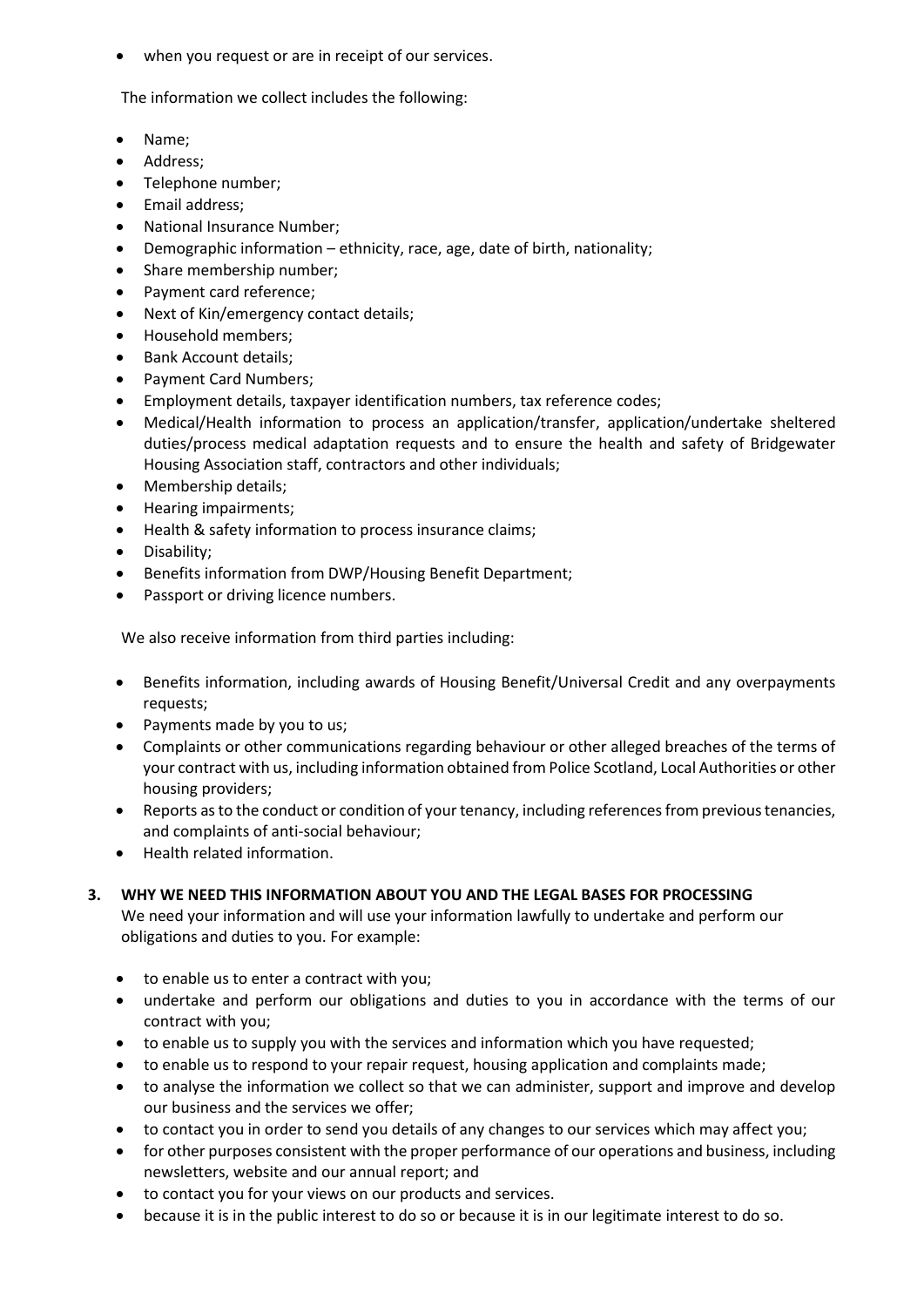- when you request or are in receipt of our services.

The information we collect includes the following:

- Name;
- Address;
- Telephone number;
- Email address;
- National Insurance Number;
- Demographic information – ethnicity, race, age, date of birth, nationality;
- Share membership number;
- Payment card reference;
- Next of Kin/emergency contact details;
- Household members;
- Bank Account details;
- Payment Card Numbers;
- Employment details, taxpayer identification numbers, tax reference codes;
- Medical/Health information to process an application/transfer, application/undertake sheltered duties/process medical adaptation requests and to ensure the health and safety of Bridgewater Housing Association staff, contractors and other individuals;
- Membership details;
- Hearing impairments;
- Health & safety information to process insurance claims;
- Disability;
- Benefits information from DWP/Housing Benefit Department;
- Passport or driving licence numbers.

We also receive information from third parties including:

- Benefits information, including awards of Housing Benefit/Universal Credit and any overpayments requests;
- Payments made by you to us;
- Complaints or other communications regarding behaviour or other alleged breaches of the terms of your contract with us, including information obtained from Police Scotland, Local Authorities or other housing providers;
- Reports as to the conduct or condition of your tenancy, including references from previous tenancies, and complaints of anti-social behaviour;
- Health related information.

## 3. WHY WE NEED THIS INFORMATION ABOUT YOU AND THE LEGAL BASES FOR PROCESSING

We need your information and will use your information lawfully to undertake and perform our obligations and duties to you. For example:

- to enable us to enter a contract with you;
- undertake and perform our obligations and duties to you in accordance with the terms of our contract with you;
- to enable us to supply you with the services and information which you have requested;
- to enable us to respond to your repair request, housing application and complaints made;
- to analyse the information we collect so that we can administer, support and improve and develop our business and the services we offer;
- to contact you in order to send you details of any changes to our services which may affect you;
- for other purposes consistent with the proper performance of our operations and business, including newsletters, website and our annual report; and
- to contact you for your views on our products and services.
- because it is in the public interest to do so or because it is in our legitimate interest to do so.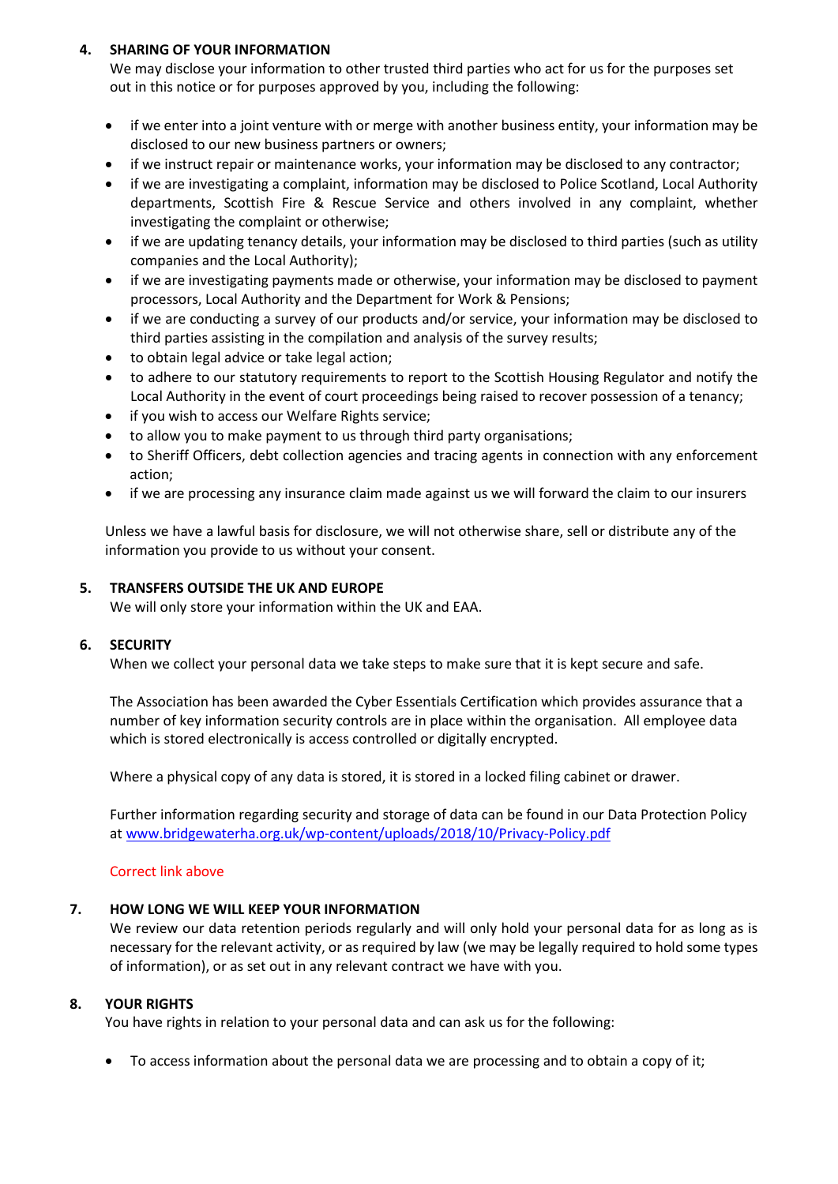## 4. SHARING OF YOUR INFORMATION

We may disclose your information to other trusted third parties who act for us for the purposes set out in this notice or for purposes approved by you, including the following:

- if we enter into a joint venture with or merge with another business entity, your information may be disclosed to our new business partners or owners;
- if we instruct repair or maintenance works, your information may be disclosed to any contractor;
- if we are investigating a complaint, information may be disclosed to Police Scotland, Local Authority departments, Scottish Fire & Rescue Service and others involved in any complaint, whether investigating the complaint or otherwise;
- if we are updating tenancy details, your information may be disclosed to third parties (such as utility companies and the Local Authority);
- if we are investigating payments made or otherwise, your information may be disclosed to payment processors, Local Authority and the Department for Work & Pensions;
- if we are conducting a survey of our products and/or service, your information may be disclosed to third parties assisting in the compilation and analysis of the survey results;
- to obtain legal advice or take legal action;
- to adhere to our statutory requirements to report to the Scottish Housing Regulator and notify the Local Authority in the event of court proceedings being raised to recover possession of a tenancy;
- if you wish to access our Welfare Rights service;
- to allow you to make payment to us through third party organisations;
- to Sheriff Officers, debt collection agencies and tracing agents in connection with any enforcement action;
- if we are processing any insurance claim made against us we will forward the claim to our insurers

Unless we have a lawful basis for disclosure, we will not otherwise share, sell or distribute any of the information you provide to us without your consent.

## 5. TRANSFERS OUTSIDE THE UK AND EUROPE

We will only store your information within the UK and EAA.

## 6. SECURITY

When we collect your personal data we take steps to make sure that it is kept secure and safe.

The Association has been awarded the Cyber Essentials Certification which provides assurance that a number of key information security controls are in place within the organisation. All employee data which is stored electronically is access controlled or digitally encrypted.

Where a physical copy of any data is stored, it is stored in a locked filing cabinet or drawer.

Further information regarding security and storage of data can be found in our Data Protection Policy at [www.bridgewaterha.org.uk/wp-content/uploads/2018/10/Privacy-Policy.pdf](www.bridgewaterha.org.uk/wp-content/uploads/2018/10/Privacy-Policy.pdf)

Correct link above

## 7. HOW LONG WE WILL KEEP YOUR INFORMATION

We review our data retention periods regularly and will only hold your personal data for as long as is necessary for the relevant activity, or as required by law (we may be legally required to hold some types of information), or as set out in any relevant contract we have with you.

## 8. YOUR RIGHTS

You have rights in relation to your personal data and can ask us for the following:

- To access information about the personal data we are processing and to obtain a copy of it;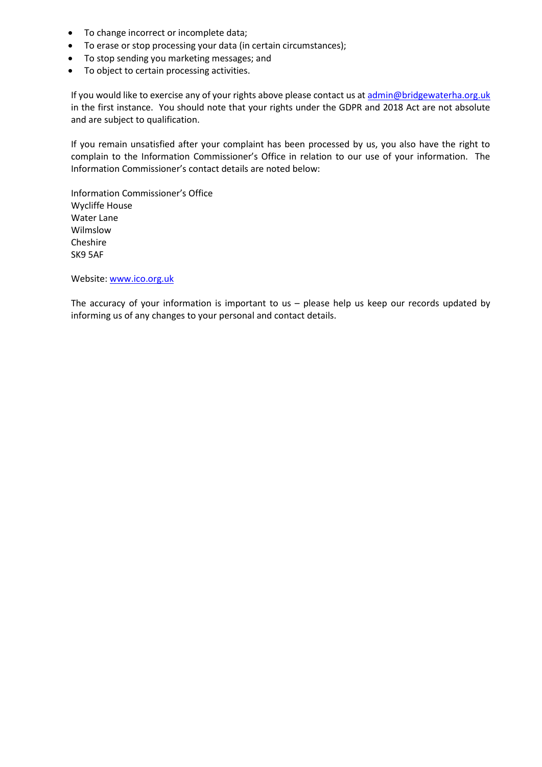- To change incorrect or incomplete data;
- To erase or stop processing your data (in certain circumstances);
- To stop sending you marketing messages; and
- To object to certain processing activities.

If you would like to exercise any of your rights above please contact us at admin@bridgewaterha.org.uk in the first instance. You should note that your rights under the GDPR and 2018 Act are not absolute and are subject to qualification.

If you remain unsatisfied after your complaint has been processed by us, you also have the right to complain to the Information Commissioner's Office in relation to our use of your information. The Information Commissioner's contact details are noted below:

Information Commissioner's Office
Wycliffe House
Water Lane
Wilmslow
Cheshire
SK9 5AF

Website: www.ico.org.uk

The accuracy of your information is important to us – please help us keep our records updated by informing us of any changes to your personal and contact details.